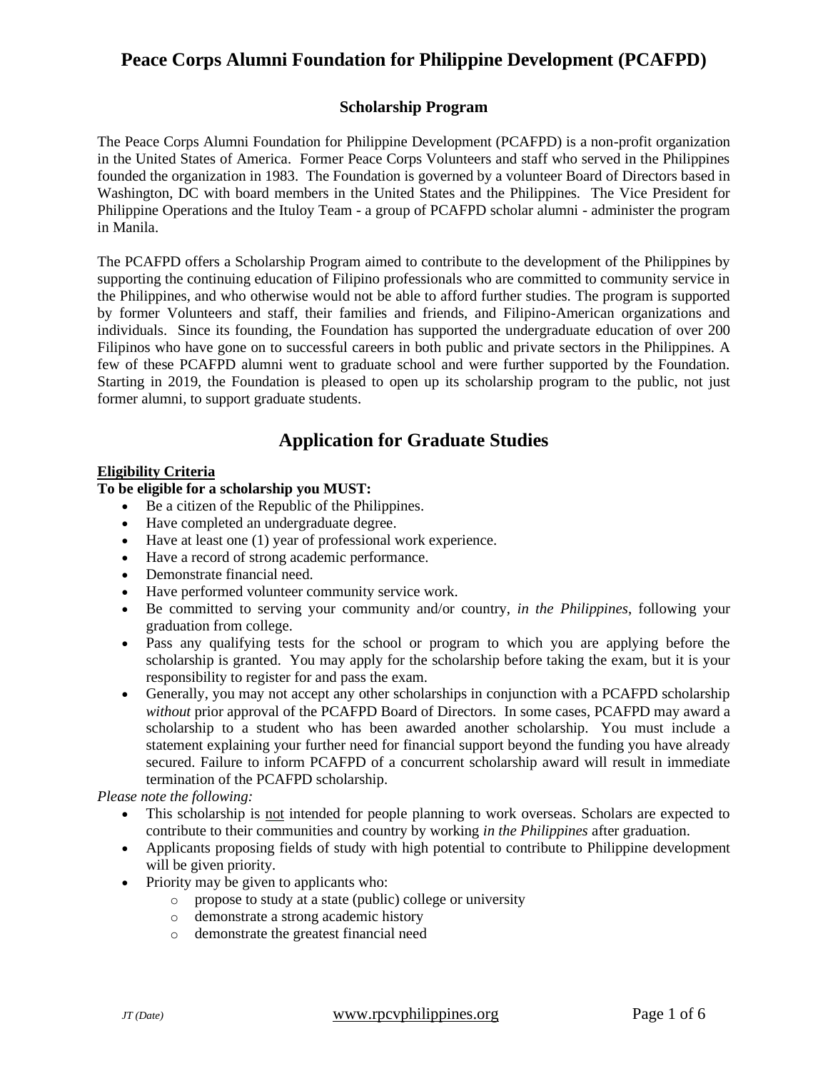# Peace Corps Alumni Foundation for Philippine Development (PCAFPD)

### Scholarship Program

The Peace Corps Alumni Foundation for Philippine Development (PCAFPD) is a non-profit organization in the United States of America. Former Peace Corps Volunteers and staff who served in the Philippines founded the organization in 1983. The Foundation is governed by a volunteer Board of Directors based in Washington, DC with board members in the United States and the Philippines. The Vice President for Philippine Operations and the Ituloy Team - a group of PCAFPD scholar alumni - administer the program in Manila.

The PCAFPD offers a Scholarship Program aimed to contribute to the development of the Philippines by supporting the continuing education of Filipino professionals who are committed to community service in the Philippines, and who otherwise would not be able to afford further studies. The program is supported by former Volunteers and staff, their families and friends, and Filipino-American organizations and individuals. Since its founding, the Foundation has supported the undergraduate education of over 200 Filipinos who have gone on to successful careers in both public and private sectors in the Philippines. A few of these PCAFPD alumni went to graduate school and were further supported by the Foundation. Starting in 2019, the Foundation is pleased to open up its scholarship program to the public, not just former alumni, to support graduate students.

## Application for Graduate Studies

**Eligibility Criteria**

**To be eligible for a scholarship you MUST:**

- Be a citizen of the Republic of the Philippines.
- Have completed an undergraduate degree.
- Have at least one (1) year of professional work experience.
- Have a record of strong academic performance.
- Demonstrate financial need.
- Have performed volunteer community service work.
- Be committed to serving your community and/or country, *in the Philippines*, following your graduation from college.
- Pass any qualifying tests for the school or program to which you are applying before the scholarship is granted. You may apply for the scholarship before taking the exam, but it is your responsibility to register for and pass the exam.
- Generally, you may not accept any other scholarships in conjunction with a PCAFPD scholarship *without* prior approval of the PCAFPD Board of Directors. In some cases, PCAFPD may award a scholarship to a student who has been awarded another scholarship. You must include a statement explaining your further need for financial support beyond the funding you have already secured. Failure to inform PCAFPD of a concurrent scholarship award will result in immediate termination of the PCAFPD scholarship.

*Please note the following:*

- This scholarship is not intended for people planning to work overseas. Scholars are expected to contribute to their communities and country by working *in the Philippines* after graduation.
- Applicants proposing fields of study with high potential to contribute to Philippine development will be given priority.
- Priority may be given to applicants who:
    - propose to study at a state (public) college or university
    - demonstrate a strong academic history
    - demonstrate the greatest financial need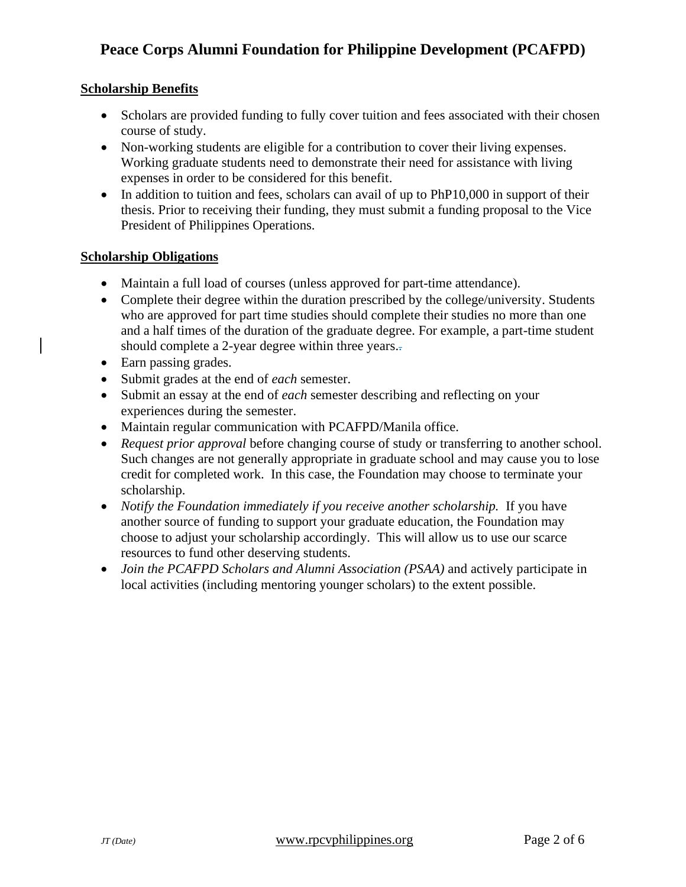# Peace Corps Alumni Foundation for Philippine Development (PCAFPD)

**Scholarship Benefits**

- Scholars are provided funding to fully cover tuition and fees associated with their chosen course of study.
- Non-working students are eligible for a contribution to cover their living expenses. Working graduate students need to demonstrate their need for assistance with living expenses in order to be considered for this benefit.
- In addition to tuition and fees, scholars can avail of up to PhP10,000 in support of their thesis. Prior to receiving their funding, they must submit a funding proposal to the Vice President of Philippines Operations.

**Scholarship Obligations**

- Maintain a full load of courses (unless approved for part-time attendance).
- Complete their degree within the duration prescribed by the college/university. Students who are approved for part time studies should complete their studies no more than one and a half times of the duration of the graduate degree. For example, a part-time student should complete a 2-year degree within three years.
- Earn passing grades.
- Submit grades at the end of *each* semester.
- Submit an essay at the end of *each* semester describing and reflecting on your experiences during the semester.
- Maintain regular communication with PCAFPD/Manila office.
- *Request prior approval* before changing course of study or transferring to another school. Such changes are not generally appropriate in graduate school and may cause you to lose credit for completed work. In this case, the Foundation may choose to terminate your scholarship.
- *Notify the Foundation immediately if you receive another scholarship.* If you have another source of funding to support your graduate education, the Foundation may choose to adjust your scholarship accordingly. This will allow us to use our scarce resources to fund other deserving students.
- *Join the PCAFPD Scholars and Alumni Association (PSAA)* and actively participate in local activities (including mentoring younger scholars) to the extent possible.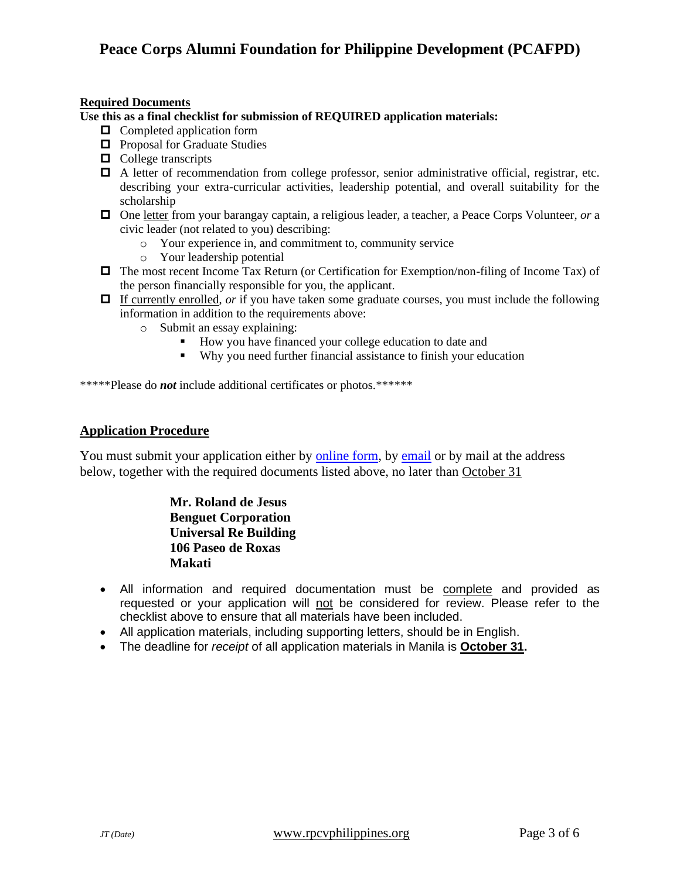# Peace Corps Alumni Foundation for Philippine Development (PCAFPD)

**Required Documents**

**Use this as a final checklist for submission of REQUIRED application materials:**

- ☐ Completed application form
- ☐ Proposal for Graduate Studies
- ☐ College transcripts
- ☐ A letter of recommendation from college professor, senior administrative official, registrar, etc. describing your extra-curricular activities, leadership potential, and overall suitability for the scholarship
- ☐ One letter from your barangay captain, a religious leader, a teacher, a Peace Corps Volunteer, *or* a civic leader (not related to you) describing:
  - Your experience in, and commitment to, community service
  - Your leadership potential
- ☐ The most recent Income Tax Return (or Certification for Exemption/non-filing of Income Tax) of the person financially responsible for you, the applicant.
- ☐ If currently enrolled, *or* if you have taken some graduate courses, you must include the following information in addition to the requirements above:
  - Submit an essay explaining:
    - How you have financed your college education to date and
    - Why you need further financial assistance to finish your education

*****Please do ***not*** include additional certificates or photos.******

## Application Procedure

You must submit your application either by online form, by email or by mail at the address below, together with the required documents listed above, no later than October 31

**Mr. Roland de Jesus**
**Benguet Corporation**
**Universal Re Building**
**106 Paseo de Roxas**
**Makati**

- All information and required documentation must be complete and provided as requested or your application will not be considered for review. Please refer to the checklist above to ensure that all materials have been included.
- All application materials, including supporting letters, should be in English.
- The deadline for *receipt* of all application materials in Manila is **October 31.**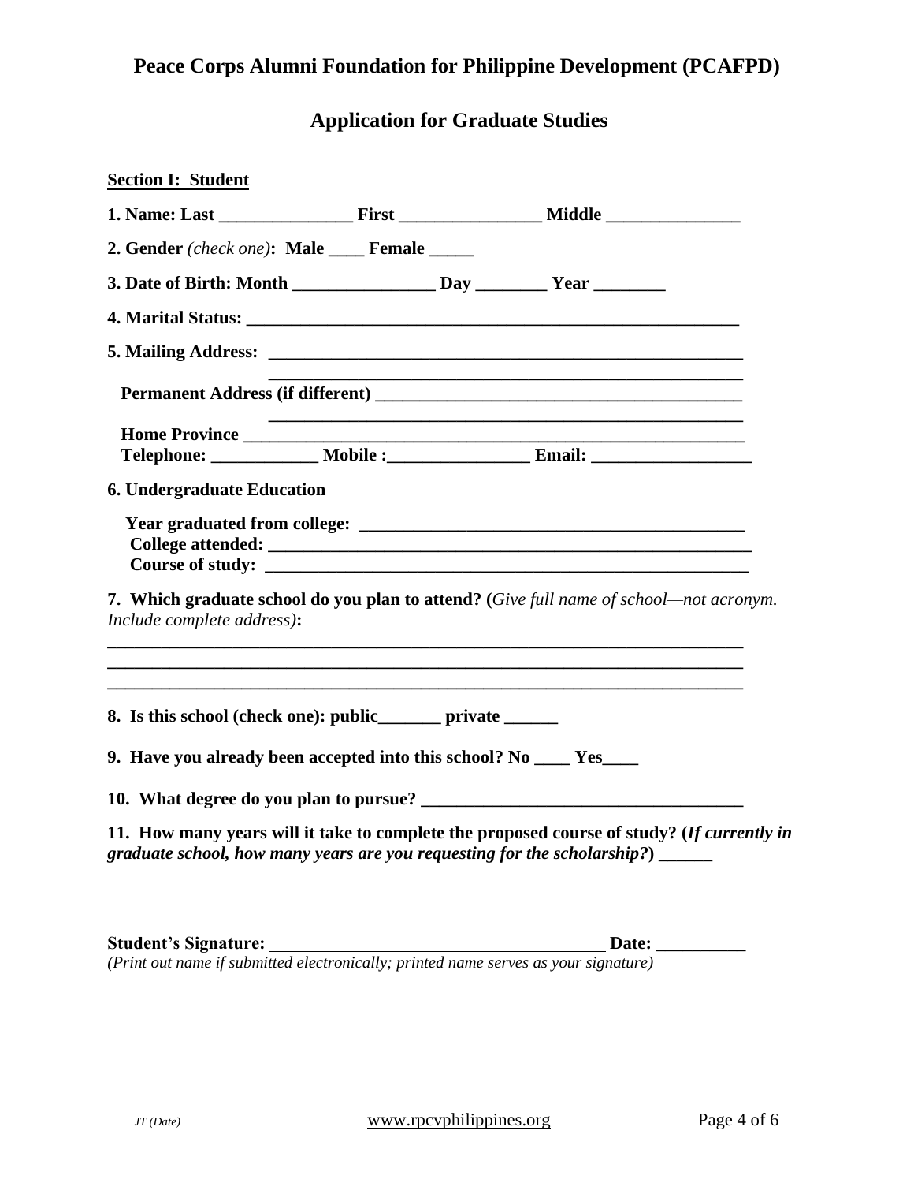# Peace Corps Alumni Foundation for Philippine Development (PCAFPD)

## Application for Graduate Studies

**Section I: Student**

**1. Name: Last _______________ First ________________ Middle _______________**

**2. Gender** *(check one)*: **Male ____ Female _____**

**3. Date of Birth: Month ________________ Day ________ Year ________**

**4. Marital Status: _________________________________________________________**

**5. Mailing Address: ______________________________________________________**
**______________________________________________________**

**Permanent Address (if different) ________________________________________**
**______________________________________________________**

**Home Province _________________________________________________________**

**Telephone: ____________ Mobile :________________ Email: __________________**

**6. Undergraduate Education**

**Year graduated from college: ____________________________________________**
**College attended: _______________________________________________________**
**Course of study: _______________________________________________________**

**7. Which graduate school do you plan to attend? (***Give full name of school—not acronym. Include complete address)***:**

**__________________________________________________________________________**
**__________________________________________________________________________**
**__________________________________________________________________________**

**8. Is this school (check one): public_______ private ______**

**9. Have you already been accepted into this school? No ____ Yes____**

**10. What degree do you plan to pursue? ____________________________________**

**11. How many years will it take to complete the proposed course of study? (***If currently in graduate school, how many years are you requesting for the scholarship?***) ______**

**Student's Signature:** ______________________________________ **Date: __________**
*(Print out name if submitted electronically; printed name serves as your signature)*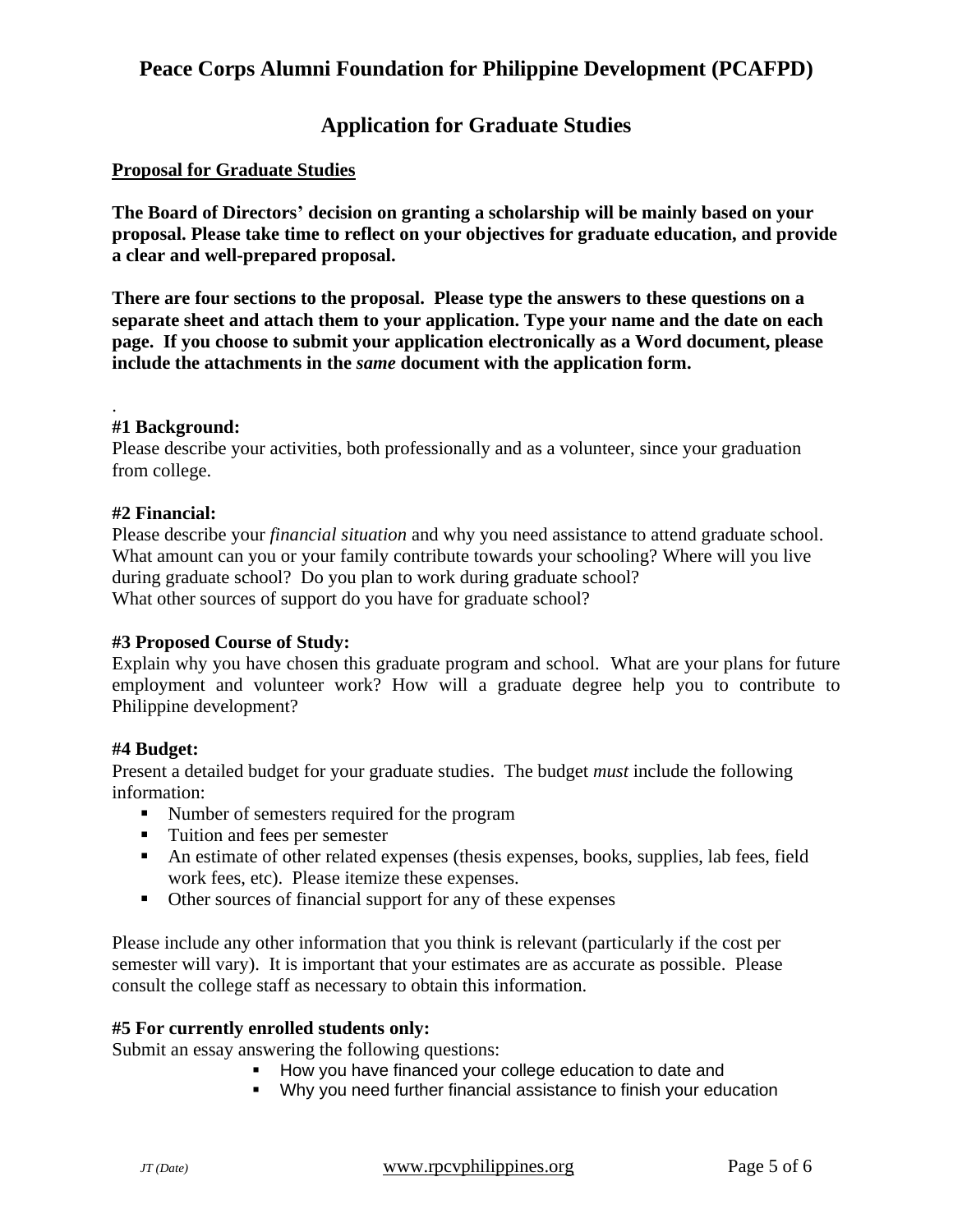# Peace Corps Alumni Foundation for Philippine Development (PCAFPD)

## Application for Graduate Studies

**Proposal for Graduate Studies**

**The Board of Directors' decision on granting a scholarship will be mainly based on your proposal. Please take time to reflect on your objectives for graduate education, and provide a clear and well-prepared proposal.**

**There are four sections to the proposal. Please type the answers to these questions on a separate sheet and attach them to your application. Type your name and the date on each page. If you choose to submit your application electronically as a Word document, please include the attachments in the *same* document with the application form.**

.

**#1 Background:**

Please describe your activities, both professionally and as a volunteer, since your graduation from college.

**#2 Financial:**

Please describe your *financial situation* and why you need assistance to attend graduate school. What amount can you or your family contribute towards your schooling? Where will you live during graduate school? Do you plan to work during graduate school?
What other sources of support do you have for graduate school?

**#3 Proposed Course of Study:**

Explain why you have chosen this graduate program and school. What are your plans for future employment and volunteer work? How will a graduate degree help you to contribute to Philippine development?

**#4 Budget:**

Present a detailed budget for your graduate studies. The budget *must* include the following information:

- Number of semesters required for the program
- Tuition and fees per semester
- An estimate of other related expenses (thesis expenses, books, supplies, lab fees, field work fees, etc). Please itemize these expenses.
- Other sources of financial support for any of these expenses

Please include any other information that you think is relevant (particularly if the cost per semester will vary). It is important that your estimates are as accurate as possible. Please consult the college staff as necessary to obtain this information.

**#5 For currently enrolled students only:**

Submit an essay answering the following questions:

- How you have financed your college education to date and
- Why you need further financial assistance to finish your education